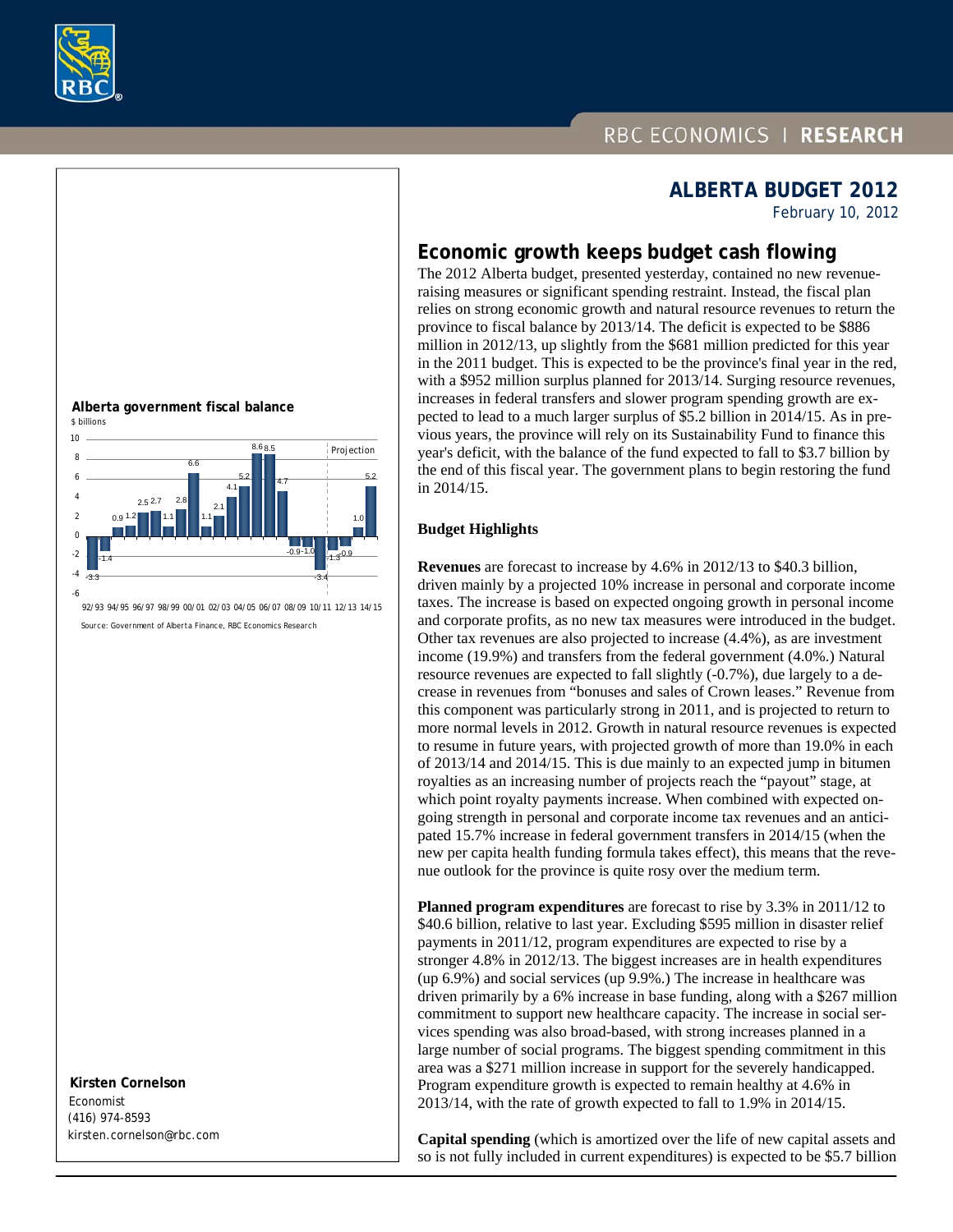# ALBERTA BUDGET 2012

February 10, 2012

## Economic growth keeps budget cash flowing

The 2012 Alberta budget, presented yesterday, contained no new revenue-raising measures or significant spending restraint. Instead, the fiscal plan relies on strong economic growth and natural resource revenues to return the province to fiscal balance by 2013/14. The deficit is expected to be $886 million in 2012/13, up slightly from the $681 million predicted for this year in the 2011 budget. This is expected to be the province's final year in the red, with a $952 million surplus planned for 2013/14. Surging resource revenues, increases in federal transfers and slower program spending growth are expected to lead to a much larger surplus of $5.2 billion in 2014/15. As in previous years, the province will rely on its Sustainability Fund to finance this year's deficit, with the balance of the fund expected to fall to $3.7 billion by the end of this fiscal year. The government plans to begin restoring the fund in 2014/15.

**Alberta government fiscal balance**

$ billions

| Fiscal year | Balance ($ billions) |
|---|---|
| 92/93 | -3.3 |
| 93/94 | -1.4 |
| 94/95 | 0.9 |
| 95/96 | 1.2 |
| 96/97 | 2.5 |
| 97/98 | 2.7 |
| 98/99 | 1.1 |
| 99/00 | 2.8 |
| 00/01 | 6.6 |
| 01/02 | 1.1 |
| 02/03 | 2.1 |
| 03/04 | 4.1 |
| 04/05 | 5.2 |
| 05/06 | 8.6 |
| 06/07 | 8.5 |
| 07/08 | 4.7 |
| 08/09 | -0.9 |
| 09/10 | -1.0 |
| 10/11 | -3.4 |
| 11/12 (Projection) | -1.3 |
| 12/13 (Projection) | -0.9 |
| 13/14 (Projection) | 1.0 |
| 14/15 (Projection) | 5.2 |

Source: Government of Alberta Finance, RBC Economics Research

### Budget Highlights

**Revenues** are forecast to increase by 4.6% in 2012/13 to $40.3 billion, driven mainly by a projected 10% increase in personal and corporate income taxes. The increase is based on expected ongoing growth in personal income and corporate profits, as no new tax measures were introduced in the budget. Other tax revenues are also projected to increase (4.4%), as are investment income (19.9%) and transfers from the federal government (4.0%.) Natural resource revenues are expected to fall slightly (-0.7%), due largely to a decrease in revenues from "bonuses and sales of Crown leases." Revenue from this component was particularly strong in 2011, and is projected to return to more normal levels in 2012. Growth in natural resource revenues is expected to resume in future years, with projected growth of more than 19.0% in each of 2013/14 and 2014/15. This is due mainly to an expected jump in bitumen royalties as an increasing number of projects reach the "payout" stage, at which point royalty payments increase. When combined with expected ongoing strength in personal and corporate income tax revenues and an anticipated 15.7% increase in federal government transfers in 2014/15 (when the new per capita health funding formula takes effect), this means that the revenue outlook for the province is quite rosy over the medium term.

**Planned program expenditures** are forecast to rise by 3.3% in 2011/12 to $40.6 billion, relative to last year. Excluding $595 million in disaster relief payments in 2011/12, program expenditures are expected to rise by a stronger 4.8% in 2012/13. The biggest increases are in health expenditures (up 6.9%) and social services (up 9.9%.) The increase in healthcare was driven primarily by a 6% increase in base funding, along with a $267 million commitment to support new healthcare capacity. The increase in social services spending was also broad-based, with strong increases planned in a large number of social programs. The biggest spending commitment in this area was a $271 million increase in support for the severely handicapped. Program expenditure growth is expected to remain healthy at 4.6% in 2013/14, with the rate of growth expected to fall to 1.9% in 2014/15.

**Capital spending** (which is amortized over the life of new capital assets and so is not fully included in current expenditures) is expected to be $5.7 billion

**Kirsten Cornelson**
Economist
(416) 974-8593
kirsten.cornelson@rbc.com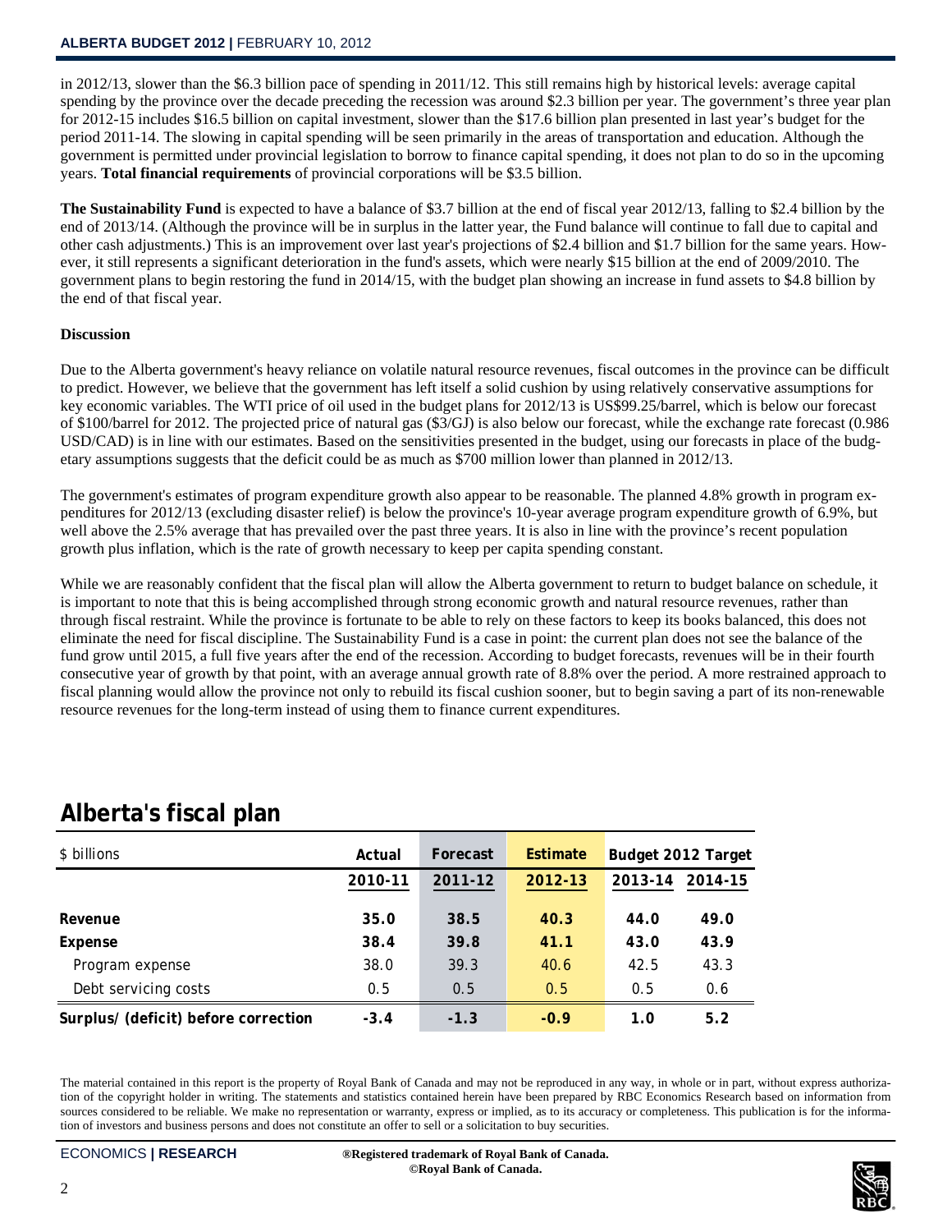in 2012/13, slower than the $6.3 billion pace of spending in 2011/12. This still remains high by historical levels: average capital spending by the province over the decade preceding the recession was around $2.3 billion per year. The government's three year plan for 2012-15 includes $16.5 billion on capital investment, slower than the $17.6 billion plan presented in last year's budget for the period 2011-14. The slowing in capital spending will be seen primarily in the areas of transportation and education. Although the government is permitted under provincial legislation to borrow to finance capital spending, it does not plan to do so in the upcoming years. **Total financial requirements** of provincial corporations will be $3.5 billion.

**The Sustainability Fund** is expected to have a balance of $3.7 billion at the end of fiscal year 2012/13, falling to $2.4 billion by the end of 2013/14. (Although the province will be in surplus in the latter year, the Fund balance will continue to fall due to capital and other cash adjustments.) This is an improvement over last year's projections of $2.4 billion and $1.7 billion for the same years. However, it still represents a significant deterioration in the fund's assets, which were nearly $15 billion at the end of 2009/2010. The government plans to begin restoring the fund in 2014/15, with the budget plan showing an increase in fund assets to $4.8 billion by the end of that fiscal year.

**Discussion**

Due to the Alberta government's heavy reliance on volatile natural resource revenues, fiscal outcomes in the province can be difficult to predict. However, we believe that the government has left itself a solid cushion by using relatively conservative assumptions for key economic variables. The WTI price of oil used in the budget plans for 2012/13 is US$99.25/barrel, which is below our forecast of $100/barrel for 2012. The projected price of natural gas ($3/GJ) is also below our forecast, while the exchange rate forecast (0.986 USD/CAD) is in line with our estimates. Based on the sensitivities presented in the budget, using our forecasts in place of the budgetary assumptions suggests that the deficit could be as much as $700 million lower than planned in 2012/13.

The government's estimates of program expenditure growth also appear to be reasonable. The planned 4.8% growth in program expenditures for 2012/13 (excluding disaster relief) is below the province's 10-year average program expenditure growth of 6.9%, but well above the 2.5% average that has prevailed over the past three years. It is also in line with the province's recent population growth plus inflation, which is the rate of growth necessary to keep per capita spending constant.

While we are reasonably confident that the fiscal plan will allow the Alberta government to return to budget balance on schedule, it is important to note that this is being accomplished through strong economic growth and natural resource revenues, rather than through fiscal restraint. While the province is fortunate to be able to rely on these factors to keep its books balanced, this does not eliminate the need for fiscal discipline. The Sustainability Fund is a case in point: the current plan does not see the balance of the fund grow until 2015, a full five years after the end of the recession. According to budget forecasts, revenues will be in their fourth consecutive year of growth by that point, with an average annual growth rate of 8.8% over the period. A more restrained approach to fiscal planning would allow the province not only to rebuild its fiscal cushion sooner, but to begin saving a part of its non-renewable resource revenues for the long-term instead of using them to finance current expenditures.

## Alberta's fiscal plan

| $ billions | Actual | Forecast | Estimate | Budget 2012 Target | |
|---|---|---|---|---|---|
| | 2010-11 | 2011-12 | 2012-13 | 2013-14 | 2014-15 |
| **Revenue** | **35.0** | **38.5** | **40.3** | **44.0** | **49.0** |
| **Expense** | **38.4** | **39.8** | **41.1** | **43.0** | **43.9** |
| Program expense | 38.0 | 39.3 | 40.6 | 42.5 | 43.3 |
| Debt servicing costs | 0.5 | 0.5 | 0.5 | 0.5 | 0.6 |
| **Surplus/ (deficit) before correction** | **-3.4** | **-1.3** | **-0.9** | **1.0** | **5.2** |

The material contained in this report is the property of Royal Bank of Canada and may not be reproduced in any way, in whole or in part, without express authorization of the copyright holder in writing. The statements and statistics contained herein have been prepared by RBC Economics Research based on information from sources considered to be reliable. We make no representation or warranty, express or implied, as to its accuracy or completeness. This publication is for the information of investors and business persons and does not constitute an offer to sell or a solicitation to buy securities.

®Registered trademark of Royal Bank of Canada.
©Royal Bank of Canada.